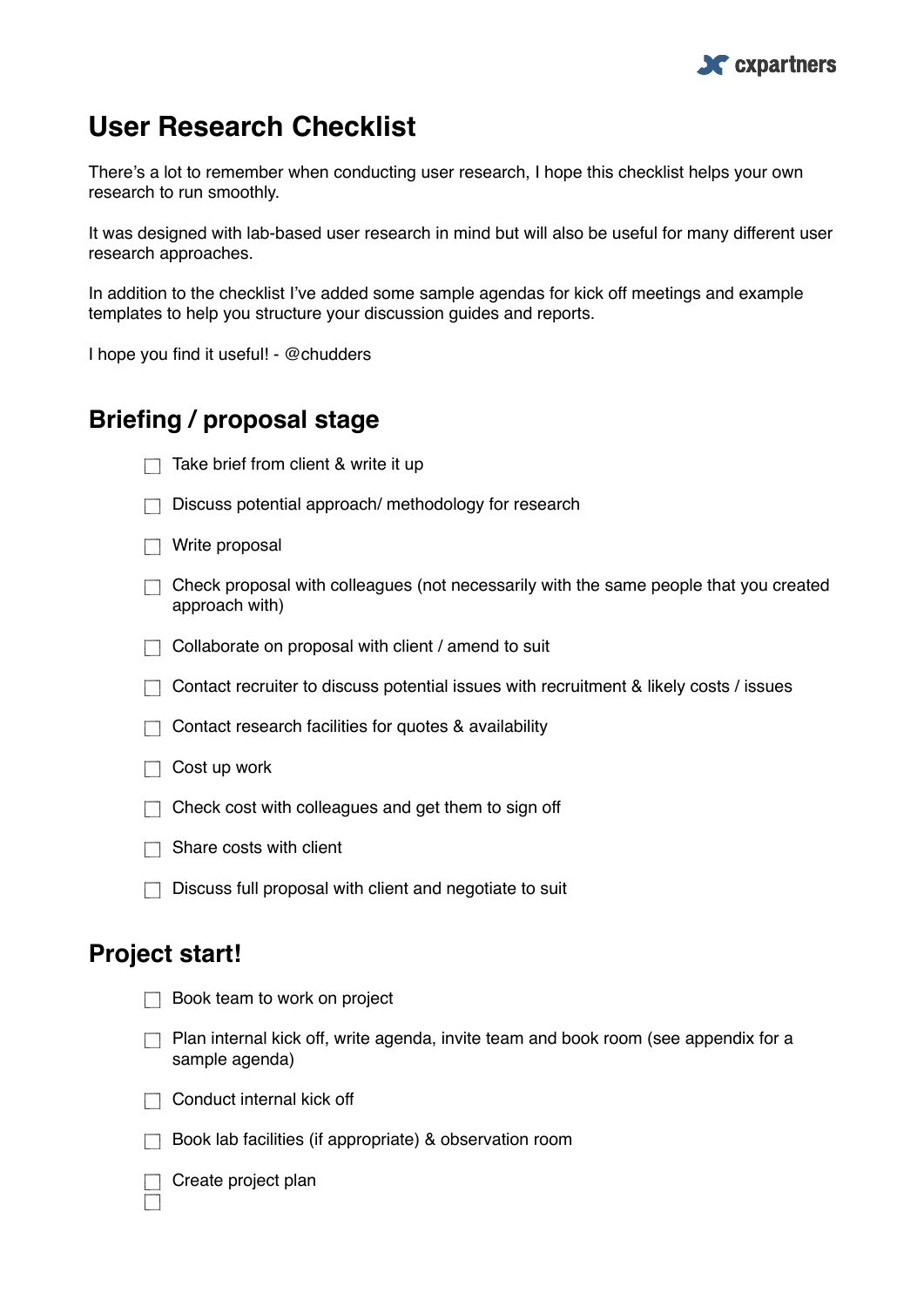# User Research Checklist

There's a lot to remember when conducting user research, I hope this checklist helps your own research to run smoothly.

It was designed with lab-based user research in mind but will also be useful for many different user research approaches.

In addition to the checklist I've added some sample agendas for kick off meetings and example templates to help you structure your discussion guides and reports.

I hope you find it useful! - @chudders

## Briefing / proposal stage

- [ ] Take brief from client & write it up
- [ ] Discuss potential approach/ methodology for research
- [ ] Write proposal
- [ ] Check proposal with colleagues (not necessarily with the same people that you created approach with)
- [ ] Collaborate on proposal with client / amend to suit
- [ ] Contact recruiter to discuss potential issues with recruitment & likely costs / issues
- [ ] Contact research facilities for quotes & availability
- [ ] Cost up work
- [ ] Check cost with colleagues and get them to sign off
- [ ] Share costs with client
- [ ] Discuss full proposal with client and negotiate to suit

## Project start!

- [ ] Book team to work on project
- [ ] Plan internal kick off, write agenda, invite team and book room (see appendix for a sample agenda)
- [ ] Conduct internal kick off
- [ ] Book lab facilities (if appropriate) & observation room
- [ ] Create project plan
- [ ]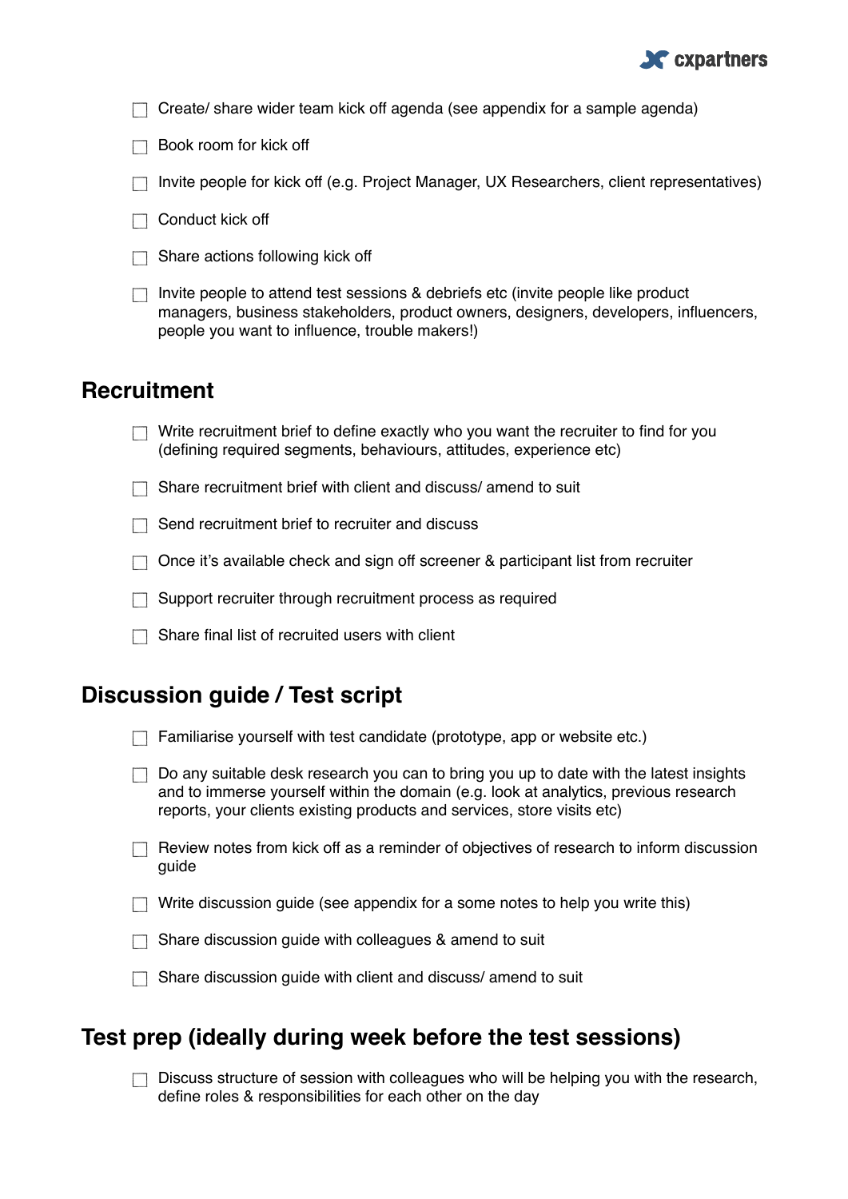- [ ] Create/ share wider team kick off agenda (see appendix for a sample agenda)
- [ ] Book room for kick off
- [ ] Invite people for kick off (e.g. Project Manager, UX Researchers, client representatives)
- [ ] Conduct kick off
- [ ] Share actions following kick off
- [ ] Invite people to attend test sessions & debriefs etc (invite people like product managers, business stakeholders, product owners, designers, developers, influencers, people you want to influence, trouble makers!)

## Recruitment

- [ ] Write recruitment brief to define exactly who you want the recruiter to find for you (defining required segments, behaviours, attitudes, experience etc)
- [ ] Share recruitment brief with client and discuss/ amend to suit
- [ ] Send recruitment brief to recruiter and discuss
- [ ] Once it's available check and sign off screener & participant list from recruiter
- [ ] Support recruiter through recruitment process as required
- [ ] Share final list of recruited users with client

## Discussion guide / Test script

- [ ] Familiarise yourself with test candidate (prototype, app or website etc.)
- [ ] Do any suitable desk research you can to bring you up to date with the latest insights and to immerse yourself within the domain (e.g. look at analytics, previous research reports, your clients existing products and services, store visits etc)
- [ ] Review notes from kick off as a reminder of objectives of research to inform discussion guide
- [ ] Write discussion guide (see appendix for a some notes to help you write this)
- [ ] Share discussion guide with colleagues & amend to suit
- [ ] Share discussion guide with client and discuss/ amend to suit

## Test prep (ideally during week before the test sessions)

- [ ] Discuss structure of session with colleagues who will be helping you with the research, define roles & responsibilities for each other on the day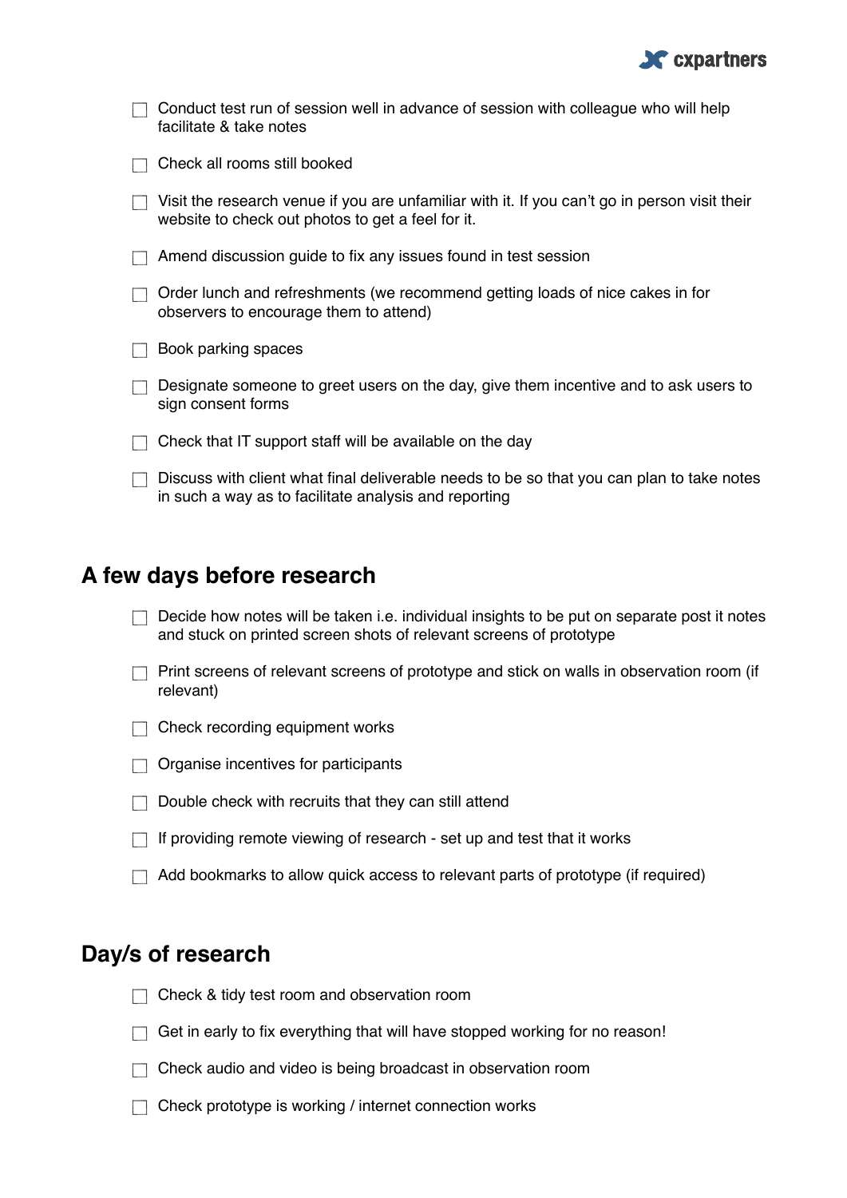- [ ] Conduct test run of session well in advance of session with colleague who will help facilitate & take notes
- [ ] Check all rooms still booked
- [ ] Visit the research venue if you are unfamiliar with it. If you can't go in person visit their website to check out photos to get a feel for it.
- [ ] Amend discussion guide to fix any issues found in test session
- [ ] Order lunch and refreshments (we recommend getting loads of nice cakes in for observers to encourage them to attend)
- [ ] Book parking spaces
- [ ] Designate someone to greet users on the day, give them incentive and to ask users to sign consent forms
- [ ] Check that IT support staff will be available on the day
- [ ] Discuss with client what final deliverable needs to be so that you can plan to take notes in such a way as to facilitate analysis and reporting

## A few days before research

- [ ] Decide how notes will be taken i.e. individual insights to be put on separate post it notes and stuck on printed screen shots of relevant screens of prototype
- [ ] Print screens of relevant screens of prototype and stick on walls in observation room (if relevant)
- [ ] Check recording equipment works
- [ ] Organise incentives for participants
- [ ] Double check with recruits that they can still attend
- [ ] If providing remote viewing of research - set up and test that it works
- [ ] Add bookmarks to allow quick access to relevant parts of prototype (if required)

## Day/s of research

- [ ] Check & tidy test room and observation room
- [ ] Get in early to fix everything that will have stopped working for no reason!
- [ ] Check audio and video is being broadcast in observation room
- [ ] Check prototype is working / internet connection works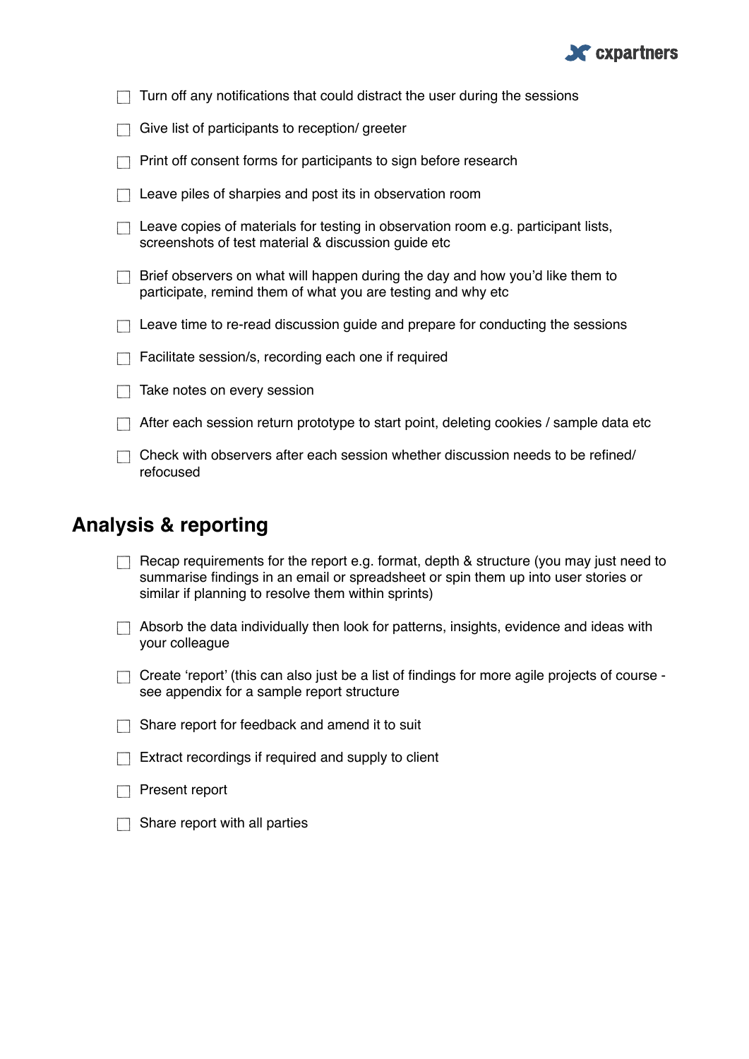- [ ] Turn off any notifications that could distract the user during the sessions
- [ ] Give list of participants to reception/ greeter
- [ ] Print off consent forms for participants to sign before research
- [ ] Leave piles of sharpies and post its in observation room
- [ ] Leave copies of materials for testing in observation room e.g. participant lists, screenshots of test material & discussion guide etc
- [ ] Brief observers on what will happen during the day and how you'd like them to participate, remind them of what you are testing and why etc
- [ ] Leave time to re-read discussion guide and prepare for conducting the sessions
- [ ] Facilitate session/s, recording each one if required
- [ ] Take notes on every session
- [ ] After each session return prototype to start point, deleting cookies / sample data etc
- [ ] Check with observers after each session whether discussion needs to be refined/ refocused

## Analysis & reporting

- [ ] Recap requirements for the report e.g. format, depth & structure (you may just need to summarise findings in an email or spreadsheet or spin them up into user stories or similar if planning to resolve them within sprints)
- [ ] Absorb the data individually then look for patterns, insights, evidence and ideas with your colleague
- [ ] Create 'report' (this can also just be a list of findings for more agile projects of course - see appendix for a sample report structure
- [ ] Share report for feedback and amend it to suit
- [ ] Extract recordings if required and supply to client
- [ ] Present report
- [ ] Share report with all parties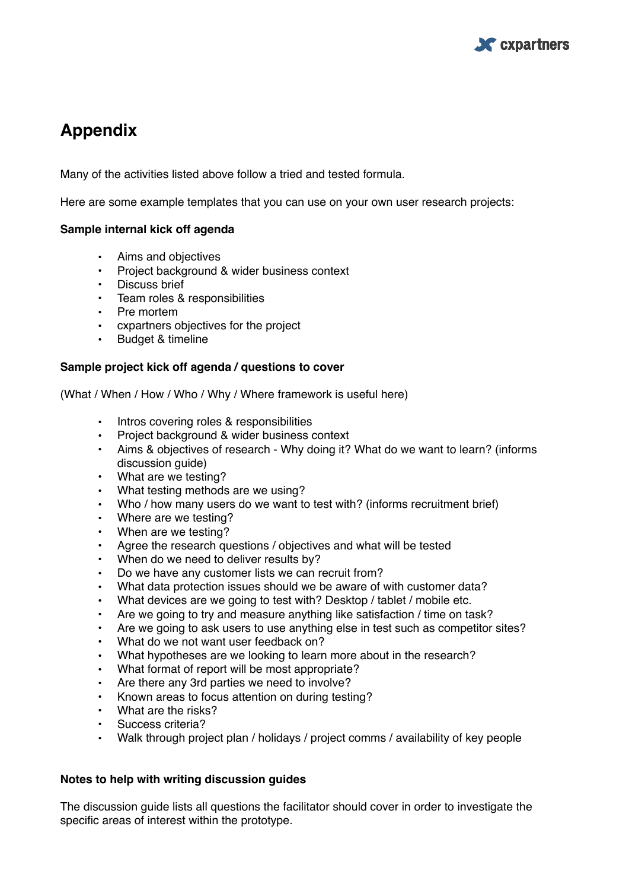# Appendix

Many of the activities listed above follow a tried and tested formula.

Here are some example templates that you can use on your own user research projects:

**Sample internal kick off agenda**

- Aims and objectives
- Project background & wider business context
- Discuss brief
- Team roles & responsibilities
- Pre mortem
- cxpartners objectives for the project
- Budget & timeline

**Sample project kick off agenda / questions to cover**

(What / When / How / Who / Why / Where framework is useful here)

- Intros covering roles & responsibilities
- Project background & wider business context
- Aims & objectives of research - Why doing it? What do we want to learn? (informs discussion guide)
- What are we testing?
- What testing methods are we using?
- Who / how many users do we want to test with? (informs recruitment brief)
- Where are we testing?
- When are we testing?
- Agree the research questions / objectives and what will be tested
- When do we need to deliver results by?
- Do we have any customer lists we can recruit from?
- What data protection issues should we be aware of with customer data?
- What devices are we going to test with? Desktop / tablet / mobile etc.
- Are we going to try and measure anything like satisfaction / time on task?
- Are we going to ask users to use anything else in test such as competitor sites?
- What do we not want user feedback on?
- What hypotheses are we looking to learn more about in the research?
- What format of report will be most appropriate?
- Are there any 3rd parties we need to involve?
- Known areas to focus attention on during testing?
- What are the risks?
- Success criteria?
- Walk through project plan / holidays / project comms / availability of key people

**Notes to help with writing discussion guides**

The discussion guide lists all questions the facilitator should cover in order to investigate the specific areas of interest within the prototype.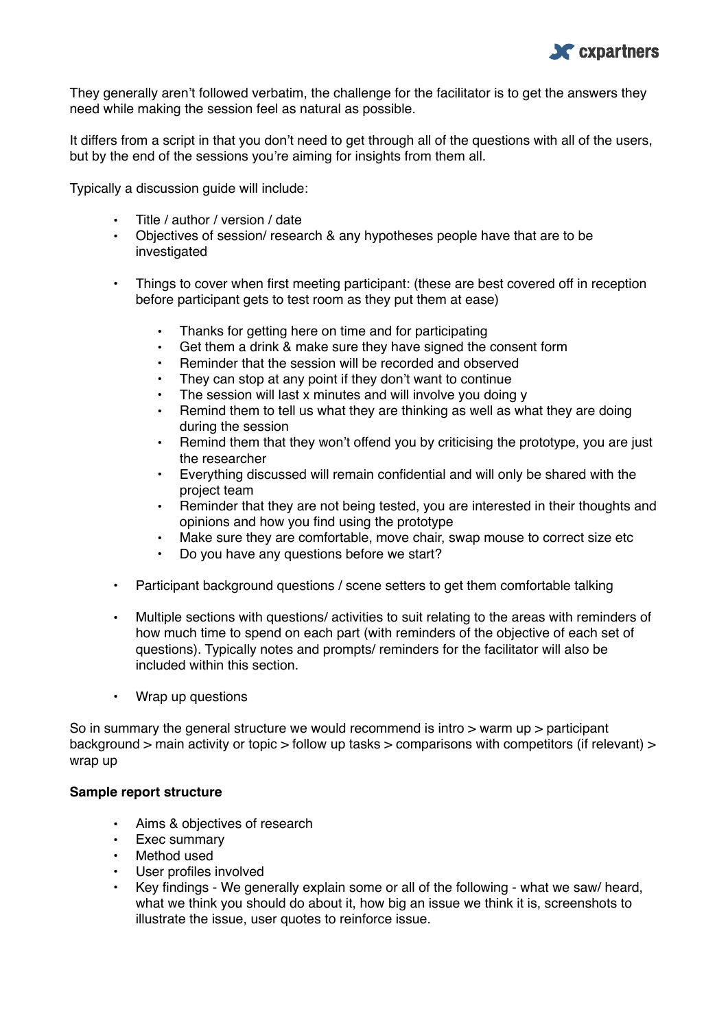They generally aren't followed verbatim, the challenge for the facilitator is to get the answers they need while making the session feel as natural as possible.

It differs from a script in that you don't need to get through all of the questions with all of the users, but by the end of the sessions you're aiming for insights from them all.

Typically a discussion guide will include:

- Title / author / version / date
- Objectives of session/ research & any hypotheses people have that are to be investigated
- Things to cover when first meeting participant: (these are best covered off in reception before participant gets to test room as they put them at ease)
    - Thanks for getting here on time and for participating
    - Get them a drink & make sure they have signed the consent form
    - Reminder that the session will be recorded and observed
    - They can stop at any point if they don't want to continue
    - The session will last x minutes and will involve you doing y
    - Remind them to tell us what they are thinking as well as what they are doing during the session
    - Remind them that they won't offend you by criticising the prototype, you are just the researcher
    - Everything discussed will remain confidential and will only be shared with the project team
    - Reminder that they are not being tested, you are interested in their thoughts and opinions and how you find using the prototype
    - Make sure they are comfortable, move chair, swap mouse to correct size etc
    - Do you have any questions before we start?
- Participant background questions / scene setters to get them comfortable talking
- Multiple sections with questions/ activities to suit relating to the areas with reminders of how much time to spend on each part (with reminders of the objective of each set of questions). Typically notes and prompts/ reminders for the facilitator will also be included within this section.
- Wrap up questions

So in summary the general structure we would recommend is intro > warm up > participant background > main activity or topic > follow up tasks > comparisons with competitors (if relevant) > wrap up

**Sample report structure**

- Aims & objectives of research
- Exec summary
- Method used
- User profiles involved
- Key findings - We generally explain some or all of the following - what we saw/ heard, what we think you should do about it, how big an issue we think it is, screenshots to illustrate the issue, user quotes to reinforce issue.